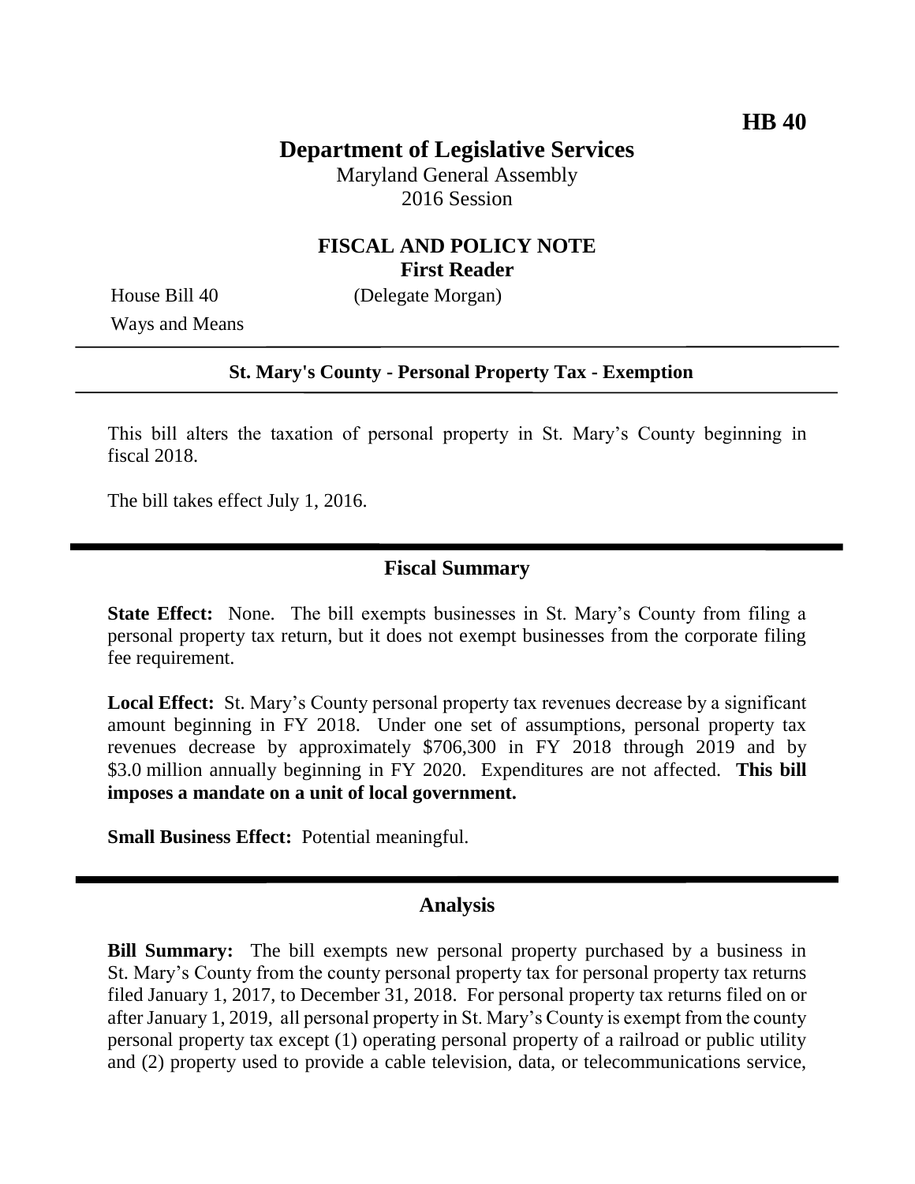**HB 40**

# Department of Legislative Services

Maryland General Assembly
2016 Session

## FISCAL AND POLICY NOTE
**First Reader**

House Bill 40 (Delegate Morgan)
Ways and Means

---

**St. Mary's County - Personal Property Tax - Exemption**

---

This bill alters the taxation of personal property in St. Mary's County beginning in fiscal 2018.

The bill takes effect July 1, 2016.

---

## Fiscal Summary

**State Effect:** None. The bill exempts businesses in St. Mary's County from filing a personal property tax return, but it does not exempt businesses from the corporate filing fee requirement.

**Local Effect:** St. Mary's County personal property tax revenues decrease by a significant amount beginning in FY 2018. Under one set of assumptions, personal property tax revenues decrease by approximately $706,300 in FY 2018 through 2019 and by $3.0 million annually beginning in FY 2020. Expenditures are not affected. **This bill imposes a mandate on a unit of local government.**

**Small Business Effect:** Potential meaningful.

---

## Analysis

**Bill Summary:** The bill exempts new personal property purchased by a business in St. Mary's County from the county personal property tax for personal property tax returns filed January 1, 2017, to December 31, 2018. For personal property tax returns filed on or after January 1, 2019, all personal property in St. Mary's County is exempt from the county personal property tax except (1) operating personal property of a railroad or public utility and (2) property used to provide a cable television, data, or telecommunications service,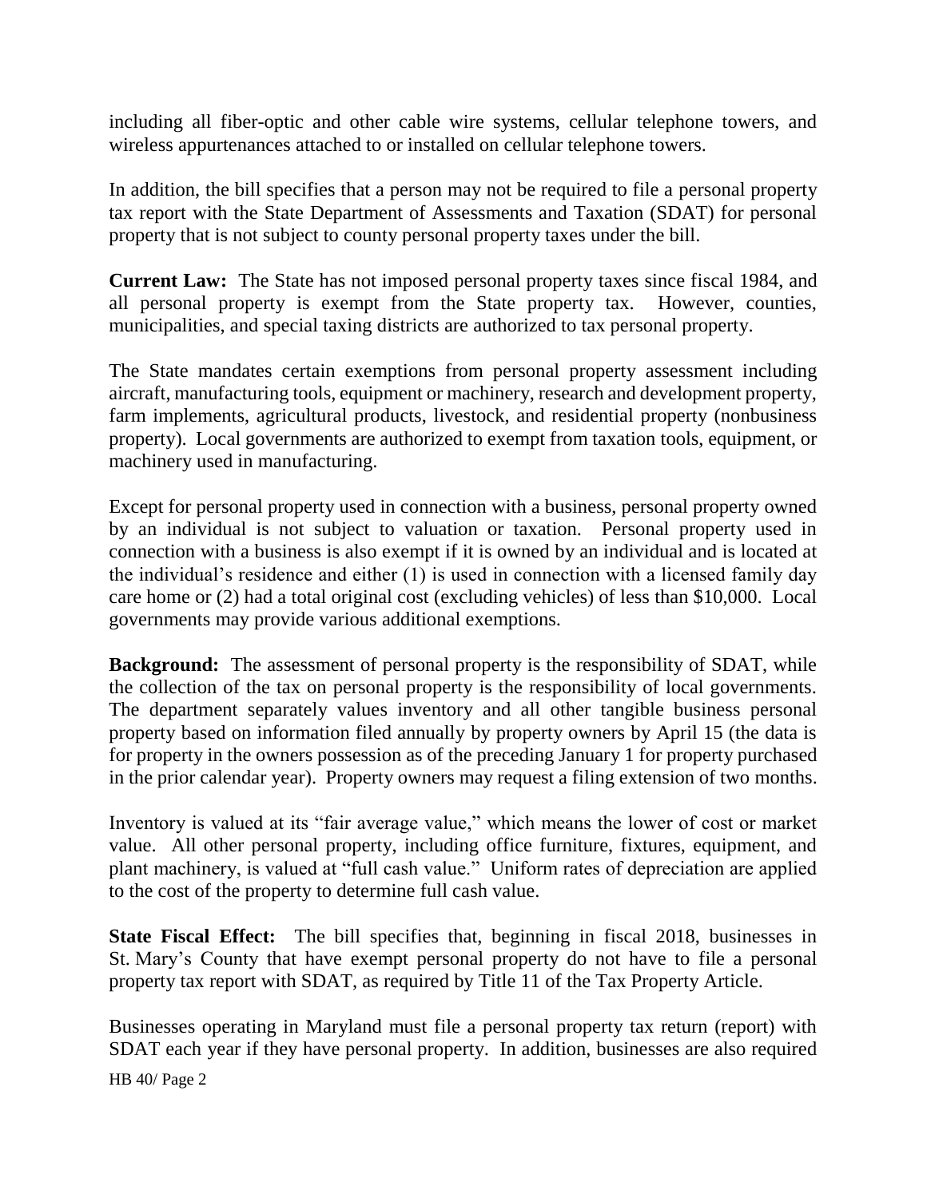including all fiber-optic and other cable wire systems, cellular telephone towers, and wireless appurtenances attached to or installed on cellular telephone towers.

In addition, the bill specifies that a person may not be required to file a personal property tax report with the State Department of Assessments and Taxation (SDAT) for personal property that is not subject to county personal property taxes under the bill.

**Current Law:** The State has not imposed personal property taxes since fiscal 1984, and all personal property is exempt from the State property tax. However, counties, municipalities, and special taxing districts are authorized to tax personal property.

The State mandates certain exemptions from personal property assessment including aircraft, manufacturing tools, equipment or machinery, research and development property, farm implements, agricultural products, livestock, and residential property (nonbusiness property). Local governments are authorized to exempt from taxation tools, equipment, or machinery used in manufacturing.

Except for personal property used in connection with a business, personal property owned by an individual is not subject to valuation or taxation. Personal property used in connection with a business is also exempt if it is owned by an individual and is located at the individual's residence and either (1) is used in connection with a licensed family day care home or (2) had a total original cost (excluding vehicles) of less than $10,000. Local governments may provide various additional exemptions.

**Background:** The assessment of personal property is the responsibility of SDAT, while the collection of the tax on personal property is the responsibility of local governments. The department separately values inventory and all other tangible business personal property based on information filed annually by property owners by April 15 (the data is for property in the owners possession as of the preceding January 1 for property purchased in the prior calendar year). Property owners may request a filing extension of two months.

Inventory is valued at its "fair average value," which means the lower of cost or market value. All other personal property, including office furniture, fixtures, equipment, and plant machinery, is valued at "full cash value." Uniform rates of depreciation are applied to the cost of the property to determine full cash value.

**State Fiscal Effect:** The bill specifies that, beginning in fiscal 2018, businesses in St. Mary's County that have exempt personal property do not have to file a personal property tax report with SDAT, as required by Title 11 of the Tax Property Article.

Businesses operating in Maryland must file a personal property tax return (report) with SDAT each year if they have personal property. In addition, businesses are also required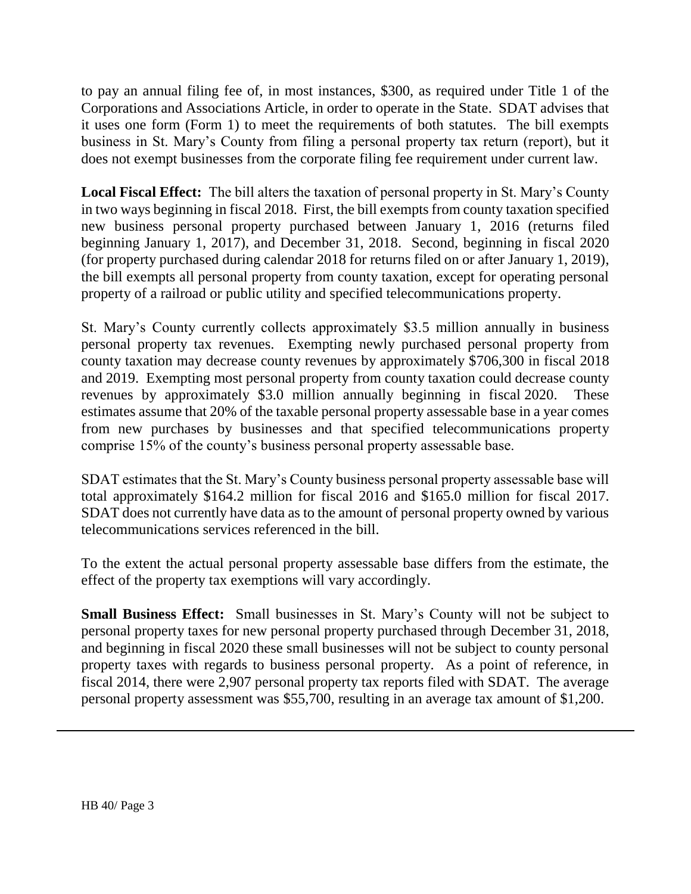to pay an annual filing fee of, in most instances, $300, as required under Title 1 of the Corporations and Associations Article, in order to operate in the State. SDAT advises that it uses one form (Form 1) to meet the requirements of both statutes. The bill exempts business in St. Mary's County from filing a personal property tax return (report), but it does not exempt businesses from the corporate filing fee requirement under current law.

**Local Fiscal Effect:** The bill alters the taxation of personal property in St. Mary's County in two ways beginning in fiscal 2018. First, the bill exempts from county taxation specified new business personal property purchased between January 1, 2016 (returns filed beginning January 1, 2017), and December 31, 2018. Second, beginning in fiscal 2020 (for property purchased during calendar 2018 for returns filed on or after January 1, 2019), the bill exempts all personal property from county taxation, except for operating personal property of a railroad or public utility and specified telecommunications property.

St. Mary's County currently collects approximately $3.5 million annually in business personal property tax revenues. Exempting newly purchased personal property from county taxation may decrease county revenues by approximately $706,300 in fiscal 2018 and 2019. Exempting most personal property from county taxation could decrease county revenues by approximately $3.0 million annually beginning in fiscal 2020. These estimates assume that 20% of the taxable personal property assessable base in a year comes from new purchases by businesses and that specified telecommunications property comprise 15% of the county's business personal property assessable base.

SDAT estimates that the St. Mary's County business personal property assessable base will total approximately $164.2 million for fiscal 2016 and $165.0 million for fiscal 2017. SDAT does not currently have data as to the amount of personal property owned by various telecommunications services referenced in the bill.

To the extent the actual personal property assessable base differs from the estimate, the effect of the property tax exemptions will vary accordingly.

**Small Business Effect:** Small businesses in St. Mary's County will not be subject to personal property taxes for new personal property purchased through December 31, 2018, and beginning in fiscal 2020 these small businesses will not be subject to county personal property taxes with regards to business personal property. As a point of reference, in fiscal 2014, there were 2,907 personal property tax reports filed with SDAT. The average personal property assessment was $55,700, resulting in an average tax amount of $1,200.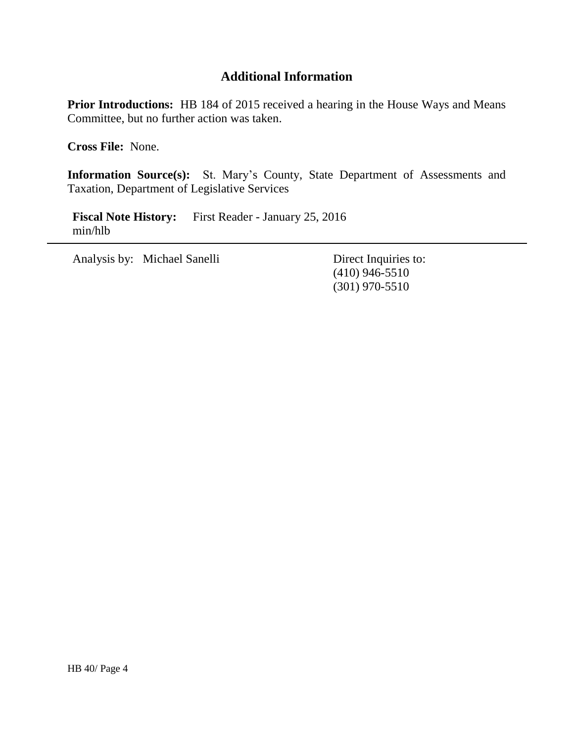## Additional Information

**Prior Introductions:** HB 184 of 2015 received a hearing in the House Ways and Means Committee, but no further action was taken.

**Cross File:** None.

**Information Source(s):** St. Mary's County, State Department of Assessments and Taxation, Department of Legislative Services

**Fiscal Note History:** First Reader - January 25, 2016
min/hlb

---

Analysis by: Michael Sanelli

Direct Inquiries to:
(410) 946-5510
(301) 970-5510